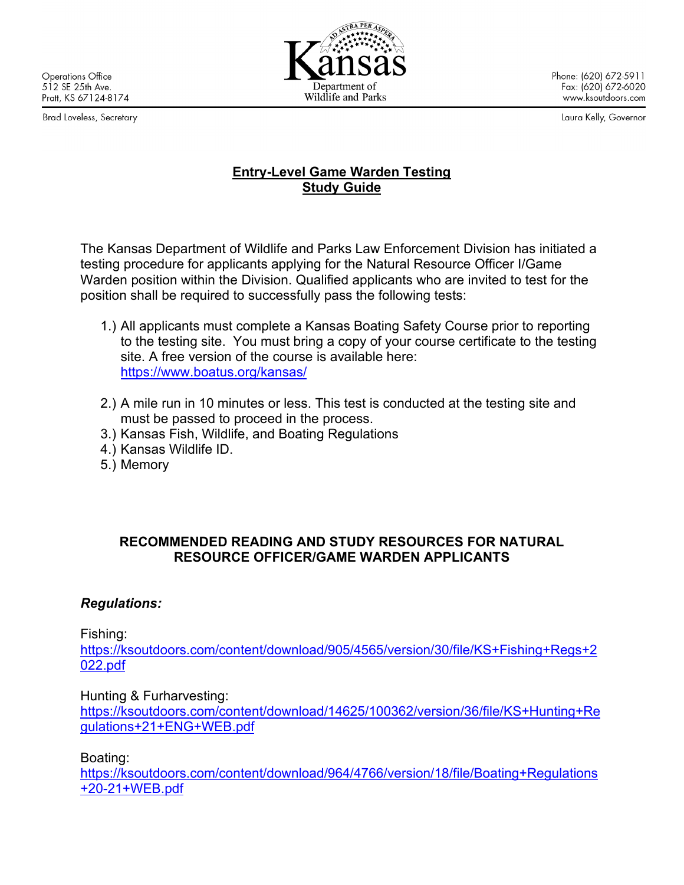Operations Office
512 SE 25th Ave.
Pratt, KS 67124-8174

Kansas Department of Wildlife and Parks

Phone: (620) 672-5911
Fax: (620) 672-6020
www.ksoutdoors.com

Brad Loveless, Secretary

Laura Kelly, Governor

## Entry-Level Game Warden Testing
## Study Guide

The Kansas Department of Wildlife and Parks Law Enforcement Division has initiated a testing procedure for applicants applying for the Natural Resource Officer I/Game Warden position within the Division. Qualified applicants who are invited to test for the position shall be required to successfully pass the following tests:

1.) All applicants must complete a Kansas Boating Safety Course prior to reporting to the testing site. You must bring a copy of your course certificate to the testing site. A free version of the course is available here: https://www.boatus.org/kansas/

2.) A mile run in 10 minutes or less. This test is conducted at the testing site and must be passed to proceed in the process.
3.) Kansas Fish, Wildlife, and Boating Regulations
4.) Kansas Wildlife ID.
5.) Memory

### RECOMMENDED READING AND STUDY RESOURCES FOR NATURAL RESOURCE OFFICER/GAME WARDEN APPLICANTS

***Regulations:***

Fishing:
https://ksoutdoors.com/content/download/905/4565/version/30/file/KS+Fishing+Regs+2022.pdf

Hunting & Furharvesting:
https://ksoutdoors.com/content/download/14625/100362/version/36/file/KS+Hunting+Regulations+21+ENG+WEB.pdf

Boating:
https://ksoutdoors.com/content/download/964/4766/version/18/file/Boating+Regulations+20-21+WEB.pdf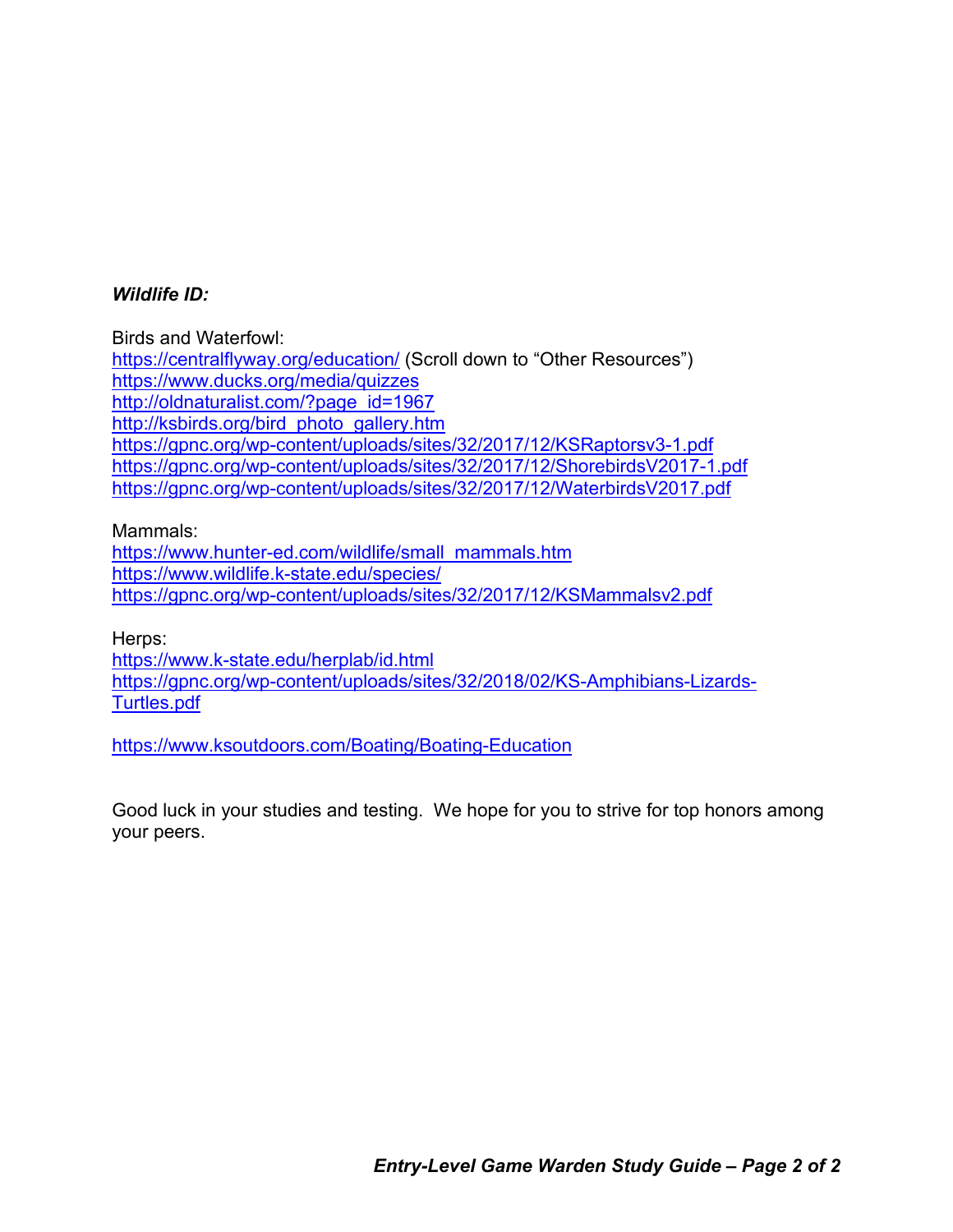***Wildlife ID:***

Birds and Waterfowl:
https://centralflyway.org/education/ (Scroll down to "Other Resources")
https://www.ducks.org/media/quizzes
http://oldnaturalist.com/?page_id=1967
http://ksbirds.org/bird_photo_gallery.htm
https://gpnc.org/wp-content/uploads/sites/32/2017/12/KSRaptorsv3-1.pdf
https://gpnc.org/wp-content/uploads/sites/32/2017/12/ShorebirdsV2017-1.pdf
https://gpnc.org/wp-content/uploads/sites/32/2017/12/WaterbirdsV2017.pdf

Mammals:
https://www.hunter-ed.com/wildlife/small_mammals.htm
https://www.wildlife.k-state.edu/species/
https://gpnc.org/wp-content/uploads/sites/32/2017/12/KSMammalsv2.pdf

Herps:
https://www.k-state.edu/herplab/id.html
https://gpnc.org/wp-content/uploads/sites/32/2018/02/KS-Amphibians-Lizards-Turtles.pdf

https://www.ksoutdoors.com/Boating/Boating-Education

Good luck in your studies and testing. We hope for you to strive for top honors among your peers.